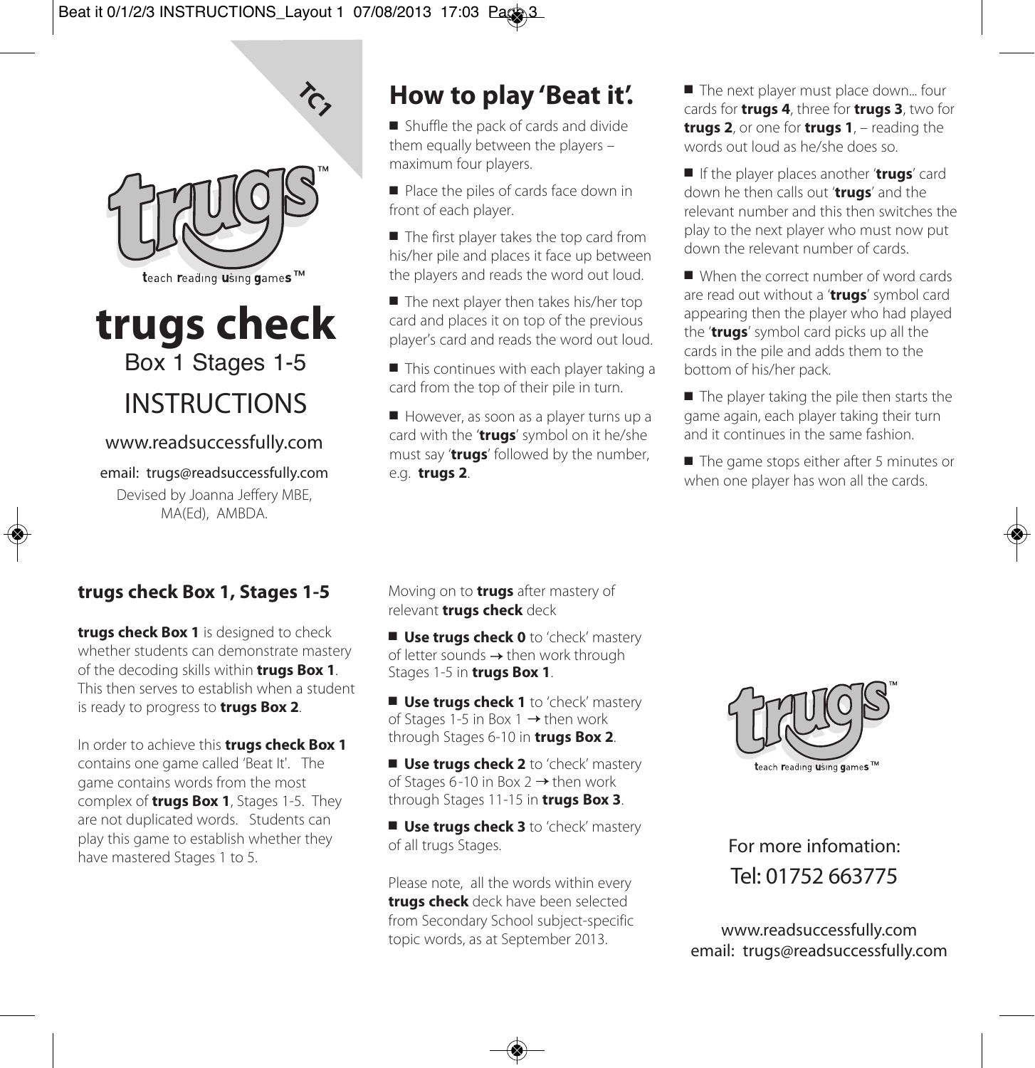TC1

trugs™

teach reading using games™

# trugs check

Box 1 Stages 1-5

INSTRUCTIONS

www.readsuccessfully.com

email: trugs@readsuccessfully.com

Devised by Joanna Jeffery MBE, MA(Ed), AMBDA.

## How to play 'Beat it'.

- Shuffle the pack of cards and divide them equally between the players – maximum four players.
- Place the piles of cards face down in front of each player.
- The first player takes the top card from his/her pile and places it face up between the players and reads the word out loud.
- The next player then takes his/her top card and places it on top of the previous player's card and reads the word out loud.
- This continues with each player taking a card from the top of their pile in turn.
- However, as soon as a player turns up a card with the '**trugs**' symbol on it he/she must say '**trugs**' followed by the number, e.g. **trugs 2**.
- The next player must place down... four cards for **trugs 4**, three for **trugs 3**, two for **trugs 2**, or one for **trugs 1**, – reading the words out loud as he/she does so.
- If the player places another '**trugs**' card down he then calls out '**trugs**' and the relevant number and this then switches the play to the next player who must now put down the relevant number of cards.
- When the correct number of word cards are read out without a '**trugs**' symbol card appearing then the player who had played the '**trugs**' symbol card picks up all the cards in the pile and adds them to the bottom of his/her pack.
- The player taking the pile then starts the game again, each player taking their turn and it continues in the same fashion.
- The game stops either after 5 minutes or when one player has won all the cards.

## trugs check Box 1, Stages 1-5

**trugs check Box 1** is designed to check whether students can demonstrate mastery of the decoding skills within **trugs Box 1**. This then serves to establish when a student is ready to progress to **trugs Box 2**.

In order to achieve this **trugs check Box 1** contains one game called 'Beat It'. The game contains words from the most complex of **trugs Box 1**, Stages 1-5. They are not duplicated words. Students can play this game to establish whether they have mastered Stages 1 to 5.

Moving on to **trugs** after mastery of relevant **trugs check** deck

- **Use trugs check 0** to 'check' mastery of letter sounds → then work through Stages 1-5 in **trugs Box 1**.
- **Use trugs check 1** to 'check' mastery of Stages 1-5 in Box 1 → then work through Stages 6-10 in **trugs Box 2**.
- **Use trugs check 2** to 'check' mastery of Stages 6-10 in Box 2 → then work through Stages 11-15 in **trugs Box 3**.
- **Use trugs check 3** to 'check' mastery of all trugs Stages.

Please note, all the words within every **trugs check** deck have been selected from Secondary School subject-specific topic words, as at September 2013.

trugs™

teach reading using games™

For more infomation:
Tel: 01752 663775

www.readsuccessfully.com
email: trugs@readsuccessfully.com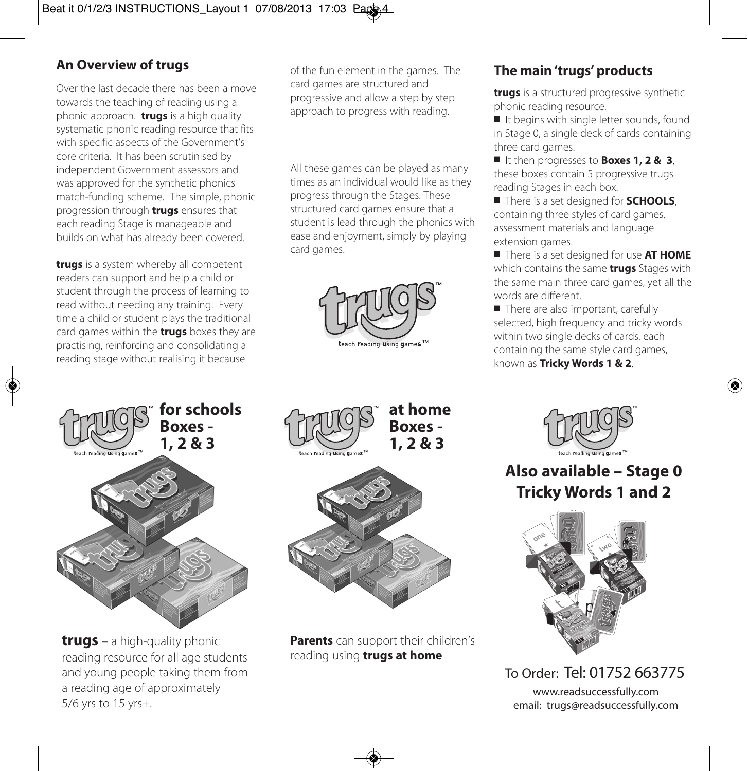## An Overview of trugs

Over the last decade there has been a move towards the teaching of reading using a phonic approach. **trugs** is a high quality systematic phonic reading resource that fits with specific aspects of the Government's core criteria. It has been scrutinised by independent Government assessors and was approved for the synthetic phonics match-funding scheme. The simple, phonic progression through **trugs** ensures that each reading Stage is manageable and builds on what has already been covered.

**trugs** is a system whereby all competent readers can support and help a child or student through the process of learning to read without needing any training. Every time a child or student plays the traditional card games within the **trugs** boxes they are practising, reinforcing and consolidating a reading stage without realising it because of the fun element in the games. The card games are structured and progressive and allow a step by step approach to progress with reading.

All these games can be played as many times as an individual would like as they progress through the Stages. These structured card games ensure that a student is lead through the phonics with ease and enjoyment, simply by playing card games.

trugs™

teach reading using games™

## The main 'trugs' products

**trugs** is a structured progressive synthetic phonic reading resource.

- It begins with single letter sounds, found in Stage 0, a single deck of cards containing three card games.
- It then progresses to **Boxes 1, 2 & 3**, these boxes contain 5 progressive trugs reading Stages in each box.
- There is a set designed for **SCHOOLS**, containing three styles of card games, assessment materials and language extension games.
- There is a set designed for use **AT HOME** which contains the same **trugs** Stages with the same main three card games, yet all the words are different.
- There are also important, carefully selected, high frequency and tricky words within two single decks of cards, each containing the same style card games, known as **Tricky Words 1 & 2**.

trugs™ **for schools Boxes - 1, 2 & 3**

teach reading using games™

**trugs** – a high-quality phonic reading resource for all age students and young people taking them from a reading age of approximately 5/6 yrs to 15 yrs+.

trugs™ **at home Boxes - 1, 2 & 3**

teach reading using games™

**Parents** can support their children's reading using **trugs at home**

trugs™

teach reading using games™

**Also available – Stage 0 Tricky Words 1 and 2**

To Order: Tel: 01752 663775

www.readsuccessfully.com

email: trugs@readsuccessfully.com